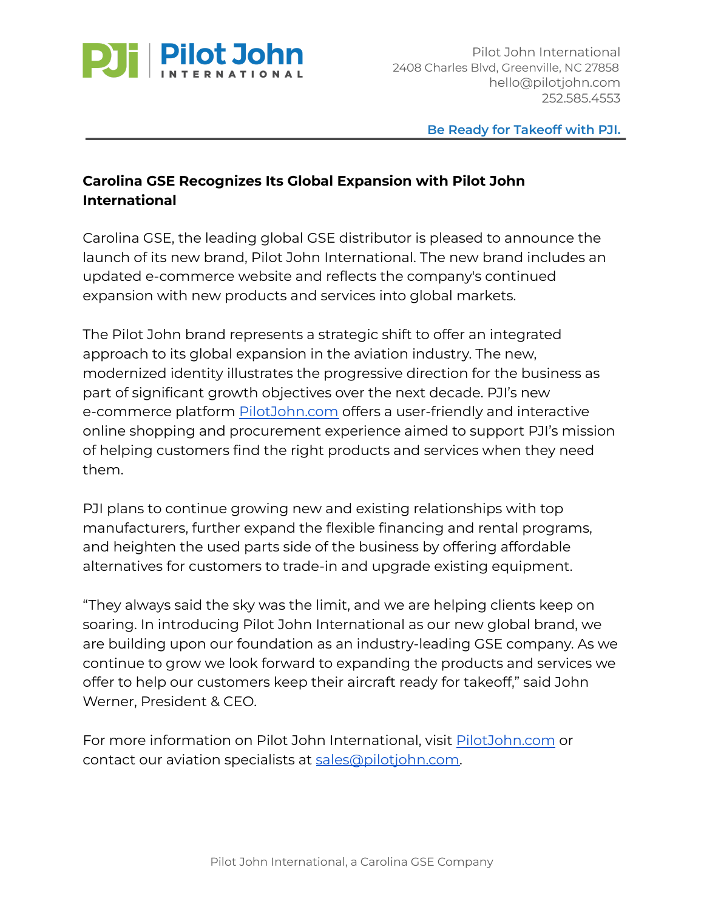Pilot John International
2408 Charles Blvd, Greenville, NC 27858
hello@pilotjohn.com
252.585.4553

**Be Ready for Takeoff with PJI.**

---

**Carolina GSE Recognizes Its Global Expansion with Pilot John International**

Carolina GSE, the leading global GSE distributor is pleased to announce the launch of its new brand, Pilot John International. The new brand includes an updated e-commerce website and reflects the company's continued expansion with new products and services into global markets.

The Pilot John brand represents a strategic shift to offer an integrated approach to its global expansion in the aviation industry. The new, modernized identity illustrates the progressive direction for the business as part of significant growth objectives over the next decade. PJI's new e-commerce platform [PilotJohn.com](PilotJohn.com) offers a user-friendly and interactive online shopping and procurement experience aimed to support PJI's mission of helping customers find the right products and services when they need them.

PJI plans to continue growing new and existing relationships with top manufacturers, further expand the flexible financing and rental programs, and heighten the used parts side of the business by offering affordable alternatives for customers to trade-in and upgrade existing equipment.

"They always said the sky was the limit, and we are helping clients keep on soaring. In introducing Pilot John International as our new global brand, we are building upon our foundation as an industry-leading GSE company. As we continue to grow we look forward to expanding the products and services we offer to help our customers keep their aircraft ready for takeoff," said John Werner, President & CEO.

For more information on Pilot John International, visit [PilotJohn.com](PilotJohn.com) or contact our aviation specialists at [sales@pilotjohn.com](mailto:sales@pilotjohn.com).

Pilot John International, a Carolina GSE Company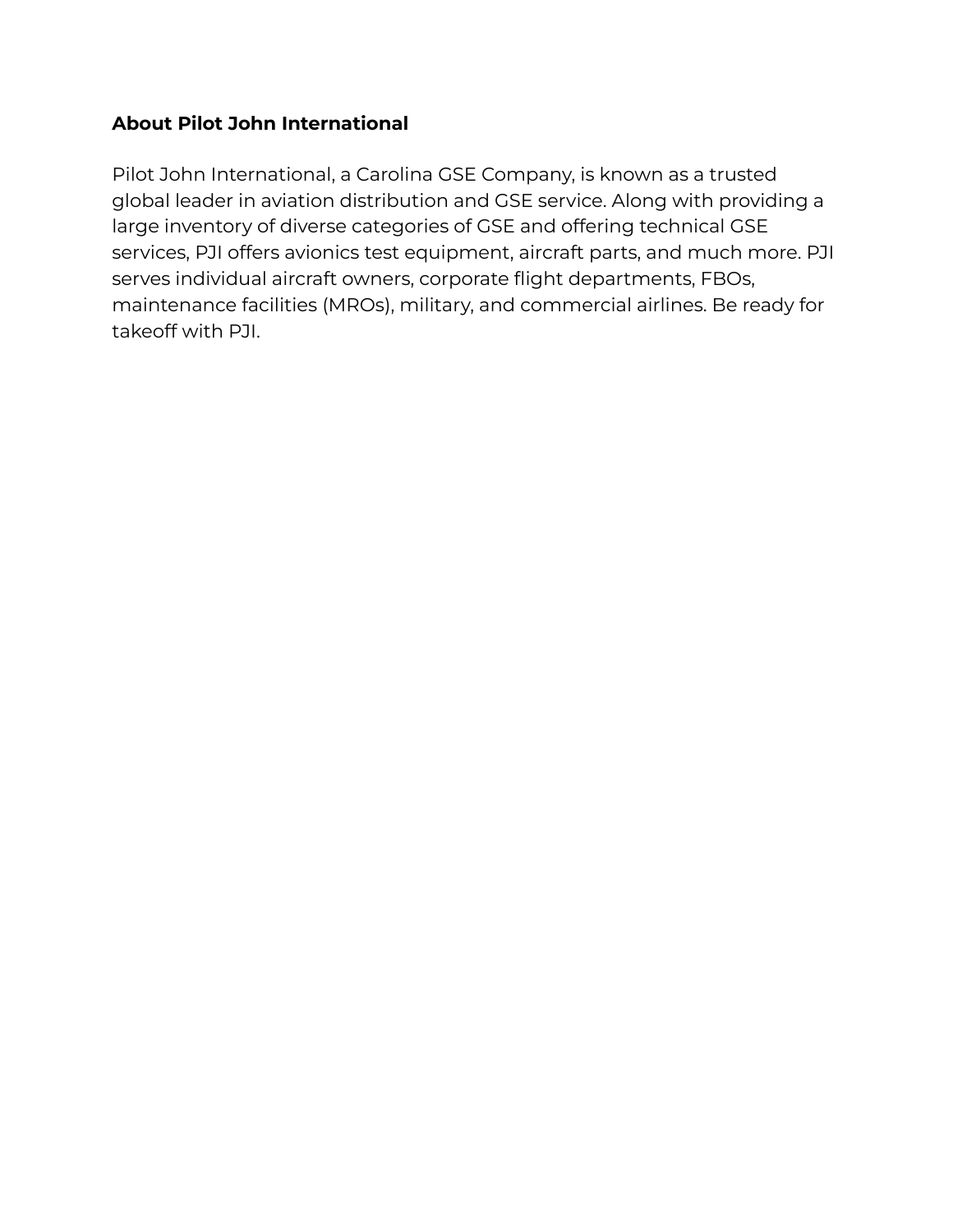**About Pilot John International**

Pilot John International, a Carolina GSE Company, is known as a trusted global leader in aviation distribution and GSE service. Along with providing a large inventory of diverse categories of GSE and offering technical GSE services, PJI offers avionics test equipment, aircraft parts, and much more. PJI serves individual aircraft owners, corporate flight departments, FBOs, maintenance facilities (MROs), military, and commercial airlines. Be ready for takeoff with PJI.